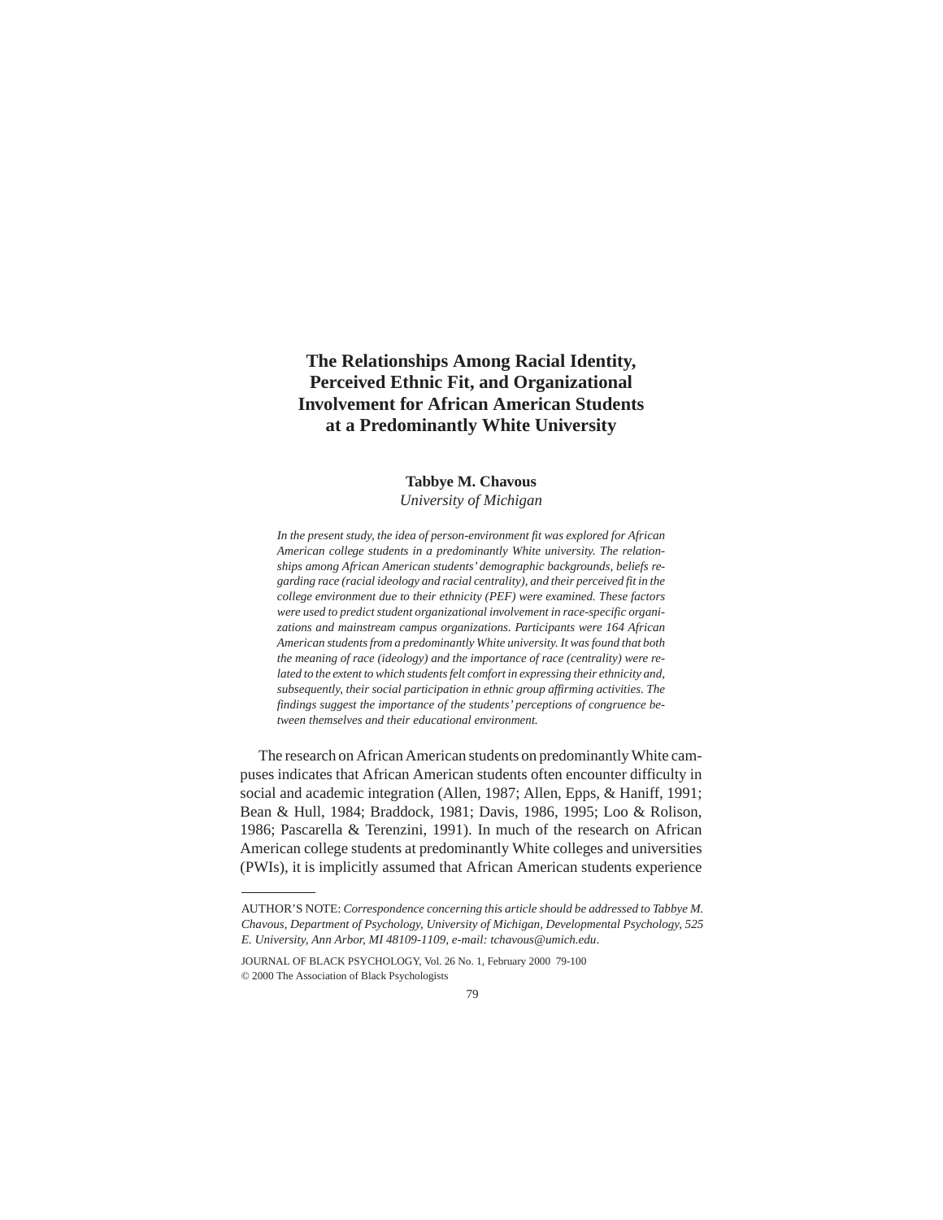# The Relationships Among Racial Identity, Perceived Ethnic Fit, and Organizational Involvement for African American Students at a Predominantly White University

**Tabbye M. Chavous**
*University of Michigan*

*In the present study, the idea of person-environment fit was explored for African American college students in a predominantly White university. The relationships among African American students' demographic backgrounds, beliefs regarding race (racial ideology and racial centrality), and their perceived fit in the college environment due to their ethnicity (PEF) were examined. These factors were used to predict student organizational involvement in race-specific organizations and mainstream campus organizations. Participants were 164 African American students from a predominantly White university. It was found that both the meaning of race (ideology) and the importance of race (centrality) were related to the extent to which students felt comfort in expressing their ethnicity and, subsequently, their social participation in ethnic group affirming activities. The findings suggest the importance of the students' perceptions of congruence between themselves and their educational environment.*

The research on African American students on predominantly White campuses indicates that African American students often encounter difficulty in social and academic integration (Allen, 1987; Allen, Epps, & Haniff, 1991; Bean & Hull, 1984; Braddock, 1981; Davis, 1986, 1995; Loo & Rolison, 1986; Pascarella & Terenzini, 1991). In much of the research on African American college students at predominantly White colleges and universities (PWIs), it is implicitly assumed that African American students experience

---

AUTHOR'S NOTE: *Correspondence concerning this article should be addressed to Tabbye M. Chavous, Department of Psychology, University of Michigan, Developmental Psychology, 525 E. University, Ann Arbor, MI 48109-1109, e-mail: tchavous@umich.edu.*

© 2000 The Association of Black Psychologists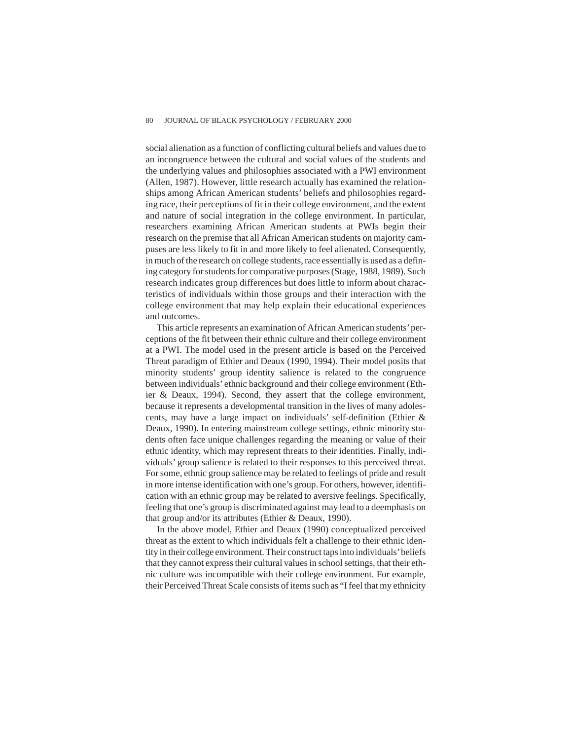social alienation as a function of conflicting cultural beliefs and values due to an incongruence between the cultural and social values of the students and the underlying values and philosophies associated with a PWI environment (Allen, 1987). However, little research actually has examined the relationships among African American students' beliefs and philosophies regarding race, their perceptions of fit in their college environment, and the extent and nature of social integration in the college environment. In particular, researchers examining African American students at PWIs begin their research on the premise that all African American students on majority campuses are less likely to fit in and more likely to feel alienated. Consequently, in much of the research on college students, race essentially is used as a defining category for students for comparative purposes (Stage, 1988, 1989). Such research indicates group differences but does little to inform about characteristics of individuals within those groups and their interaction with the college environment that may help explain their educational experiences and outcomes.

This article represents an examination of African American students' perceptions of the fit between their ethnic culture and their college environment at a PWI. The model used in the present article is based on the Perceived Threat paradigm of Ethier and Deaux (1990, 1994). Their model posits that minority students' group identity salience is related to the congruence between individuals' ethnic background and their college environment (Ethier & Deaux, 1994). Second, they assert that the college environment, because it represents a developmental transition in the lives of many adolescents, may have a large impact on individuals' self-definition (Ethier & Deaux, 1990). In entering mainstream college settings, ethnic minority students often face unique challenges regarding the meaning or value of their ethnic identity, which may represent threats to their identities. Finally, individuals' group salience is related to their responses to this perceived threat. For some, ethnic group salience may be related to feelings of pride and result in more intense identification with one's group. For others, however, identification with an ethnic group may be related to aversive feelings. Specifically, feeling that one's group is discriminated against may lead to a deemphasis on that group and/or its attributes (Ethier & Deaux, 1990).

In the above model, Ethier and Deaux (1990) conceptualized perceived threat as the extent to which individuals felt a challenge to their ethnic identity in their college environment. Their construct taps into individuals' beliefs that they cannot express their cultural values in school settings, that their ethnic culture was incompatible with their college environment. For example, their Perceived Threat Scale consists of items such as "I feel that my ethnicity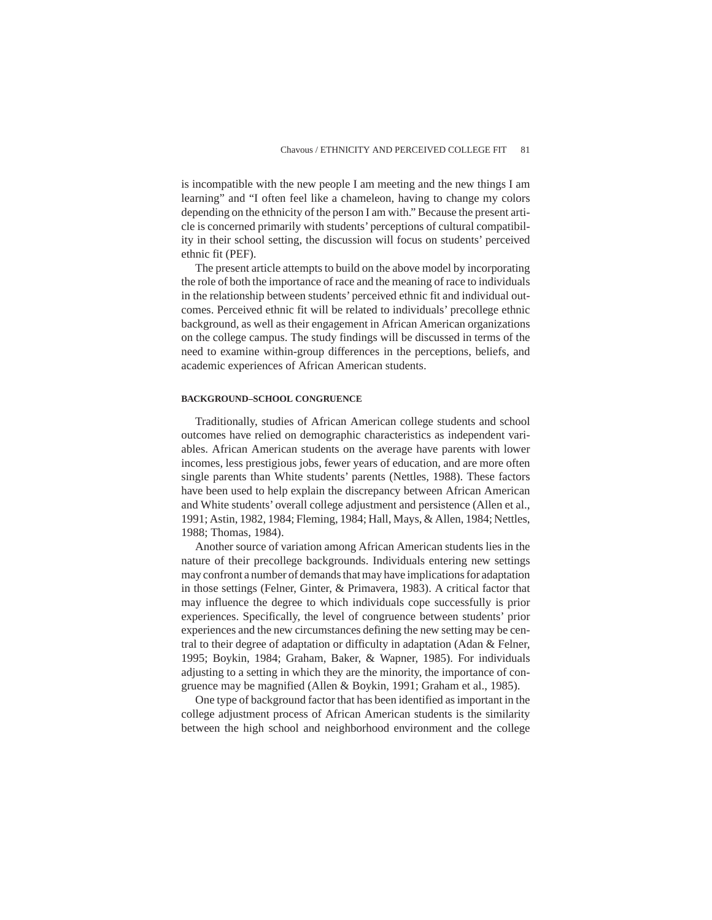is incompatible with the new people I am meeting and the new things I am learning" and "I often feel like a chameleon, having to change my colors depending on the ethnicity of the person I am with." Because the present article is concerned primarily with students' perceptions of cultural compatibility in their school setting, the discussion will focus on students' perceived ethnic fit (PEF).

The present article attempts to build on the above model by incorporating the role of both the importance of race and the meaning of race to individuals in the relationship between students' perceived ethnic fit and individual outcomes. Perceived ethnic fit will be related to individuals' precollege ethnic background, as well as their engagement in African American organizations on the college campus. The study findings will be discussed in terms of the need to examine within-group differences in the perceptions, beliefs, and academic experiences of African American students.

## BACKGROUND–SCHOOL CONGRUENCE

Traditionally, studies of African American college students and school outcomes have relied on demographic characteristics as independent variables. African American students on the average have parents with lower incomes, less prestigious jobs, fewer years of education, and are more often single parents than White students' parents (Nettles, 1988). These factors have been used to help explain the discrepancy between African American and White students' overall college adjustment and persistence (Allen et al., 1991; Astin, 1982, 1984; Fleming, 1984; Hall, Mays, & Allen, 1984; Nettles, 1988; Thomas, 1984).

Another source of variation among African American students lies in the nature of their precollege backgrounds. Individuals entering new settings may confront a number of demands that may have implications for adaptation in those settings (Felner, Ginter, & Primavera, 1983). A critical factor that may influence the degree to which individuals cope successfully is prior experiences. Specifically, the level of congruence between students' prior experiences and the new circumstances defining the new setting may be central to their degree of adaptation or difficulty in adaptation (Adan & Felner, 1995; Boykin, 1984; Graham, Baker, & Wapner, 1985). For individuals adjusting to a setting in which they are the minority, the importance of congruence may be magnified (Allen & Boykin, 1991; Graham et al., 1985).

One type of background factor that has been identified as important in the college adjustment process of African American students is the similarity between the high school and neighborhood environment and the college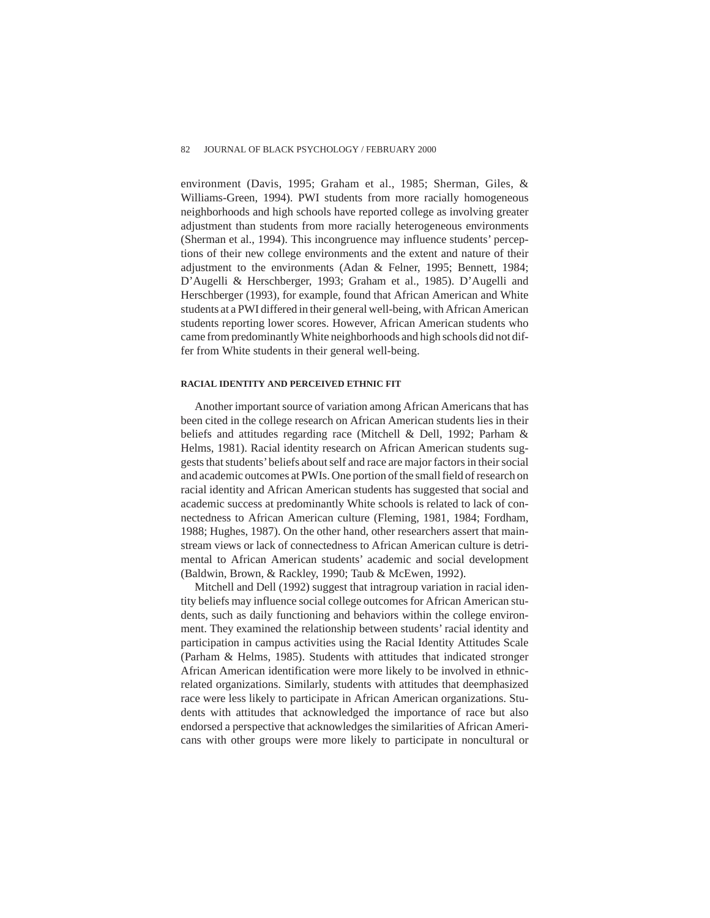environment (Davis, 1995; Graham et al., 1985; Sherman, Giles, & Williams-Green, 1994). PWI students from more racially homogeneous neighborhoods and high schools have reported college as involving greater adjustment than students from more racially heterogeneous environments (Sherman et al., 1994). This incongruence may influence students' perceptions of their new college environments and the extent and nature of their adjustment to the environments (Adan & Felner, 1995; Bennett, 1984; D'Augelli & Herschberger, 1993; Graham et al., 1985). D'Augelli and Herschberger (1993), for example, found that African American and White students at a PWI differed in their general well-being, with African American students reporting lower scores. However, African American students who came from predominantly White neighborhoods and high schools did not differ from White students in their general well-being.

### RACIAL IDENTITY AND PERCEIVED ETHNIC FIT

Another important source of variation among African Americans that has been cited in the college research on African American students lies in their beliefs and attitudes regarding race (Mitchell & Dell, 1992; Parham & Helms, 1981). Racial identity research on African American students suggests that students' beliefs about self and race are major factors in their social and academic outcomes at PWIs. One portion of the small field of research on racial identity and African American students has suggested that social and academic success at predominantly White schools is related to lack of connectedness to African American culture (Fleming, 1981, 1984; Fordham, 1988; Hughes, 1987). On the other hand, other researchers assert that mainstream views or lack of connectedness to African American culture is detrimental to African American students' academic and social development (Baldwin, Brown, & Rackley, 1990; Taub & McEwen, 1992).

Mitchell and Dell (1992) suggest that intragroup variation in racial identity beliefs may influence social college outcomes for African American students, such as daily functioning and behaviors within the college environment. They examined the relationship between students' racial identity and participation in campus activities using the Racial Identity Attitudes Scale (Parham & Helms, 1985). Students with attitudes that indicated stronger African American identification were more likely to be involved in ethnic-related organizations. Similarly, students with attitudes that deemphasized race were less likely to participate in African American organizations. Students with attitudes that acknowledged the importance of race but also endorsed a perspective that acknowledges the similarities of African Americans with other groups were more likely to participate in noncultural or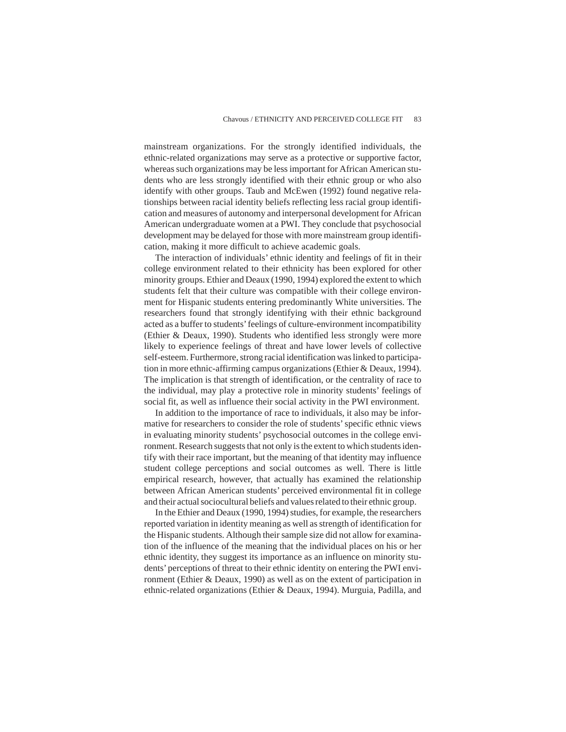mainstream organizations. For the strongly identified individuals, the ethnic-related organizations may serve as a protective or supportive factor, whereas such organizations may be less important for African American students who are less strongly identified with their ethnic group or who also identify with other groups. Taub and McEwen (1992) found negative relationships between racial identity beliefs reflecting less racial group identification and measures of autonomy and interpersonal development for African American undergraduate women at a PWI. They conclude that psychosocial development may be delayed for those with more mainstream group identification, making it more difficult to achieve academic goals.

The interaction of individuals' ethnic identity and feelings of fit in their college environment related to their ethnicity has been explored for other minority groups. Ethier and Deaux (1990, 1994) explored the extent to which students felt that their culture was compatible with their college environment for Hispanic students entering predominantly White universities. The researchers found that strongly identifying with their ethnic background acted as a buffer to students' feelings of culture-environment incompatibility (Ethier & Deaux, 1990). Students who identified less strongly were more likely to experience feelings of threat and have lower levels of collective self-esteem. Furthermore, strong racial identification was linked to participation in more ethnic-affirming campus organizations (Ethier & Deaux, 1994). The implication is that strength of identification, or the centrality of race to the individual, may play a protective role in minority students' feelings of social fit, as well as influence their social activity in the PWI environment.

In addition to the importance of race to individuals, it also may be informative for researchers to consider the role of students' specific ethnic views in evaluating minority students' psychosocial outcomes in the college environment. Research suggests that not only is the extent to which students identify with their race important, but the meaning of that identity may influence student college perceptions and social outcomes as well. There is little empirical research, however, that actually has examined the relationship between African American students' perceived environmental fit in college and their actual sociocultural beliefs and values related to their ethnic group.

In the Ethier and Deaux (1990, 1994) studies, for example, the researchers reported variation in identity meaning as well as strength of identification for the Hispanic students. Although their sample size did not allow for examination of the influence of the meaning that the individual places on his or her ethnic identity, they suggest its importance as an influence on minority students' perceptions of threat to their ethnic identity on entering the PWI environment (Ethier & Deaux, 1990) as well as on the extent of participation in ethnic-related organizations (Ethier & Deaux, 1994). Murguia, Padilla, and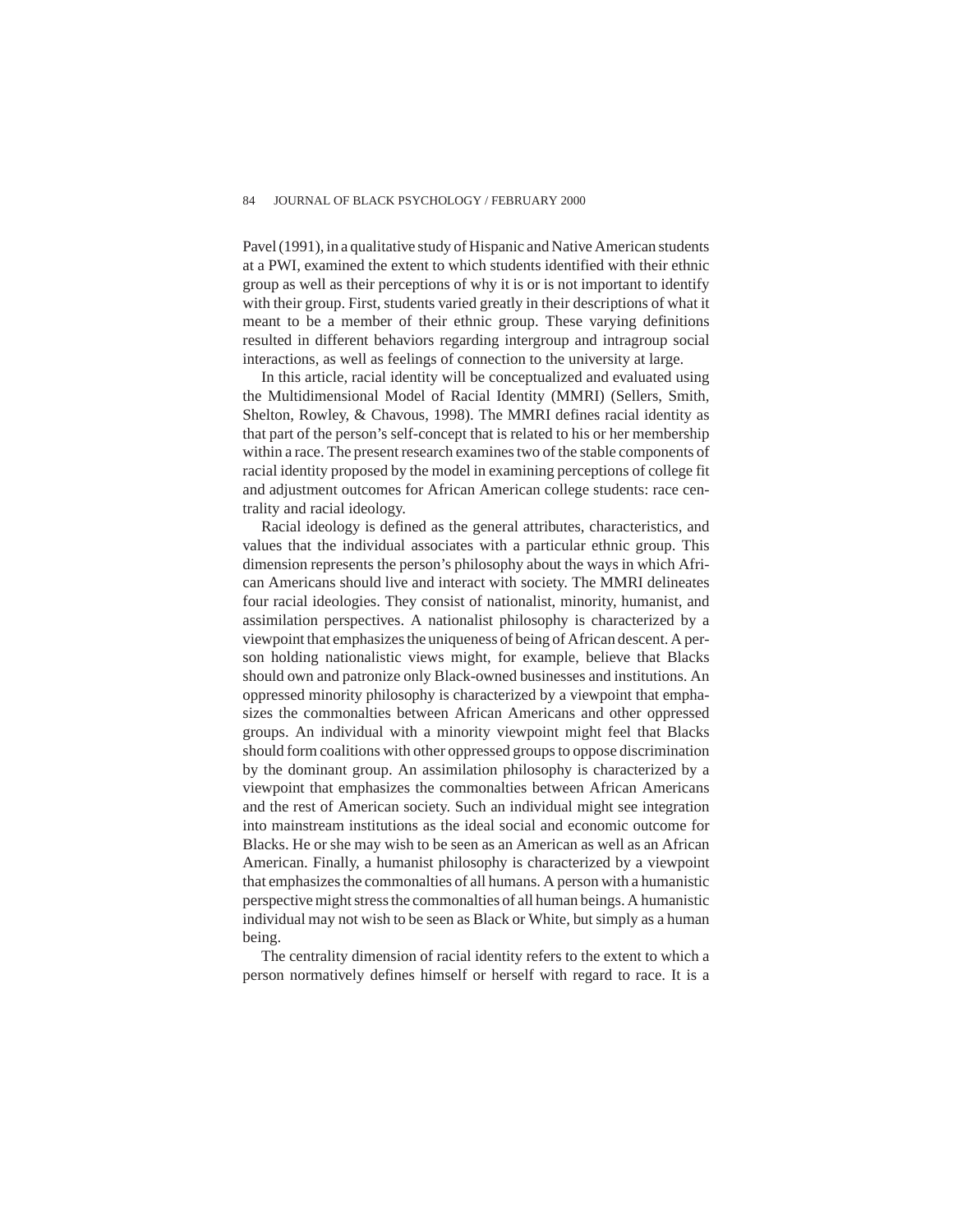Pavel (1991), in a qualitative study of Hispanic and Native American students at a PWI, examined the extent to which students identified with their ethnic group as well as their perceptions of why it is or is not important to identify with their group. First, students varied greatly in their descriptions of what it meant to be a member of their ethnic group. These varying definitions resulted in different behaviors regarding intergroup and intragroup social interactions, as well as feelings of connection to the university at large.

In this article, racial identity will be conceptualized and evaluated using the Multidimensional Model of Racial Identity (MMRI) (Sellers, Smith, Shelton, Rowley, & Chavous, 1998). The MMRI defines racial identity as that part of the person's self-concept that is related to his or her membership within a race. The present research examines two of the stable components of racial identity proposed by the model in examining perceptions of college fit and adjustment outcomes for African American college students: race centrality and racial ideology.

Racial ideology is defined as the general attributes, characteristics, and values that the individual associates with a particular ethnic group. This dimension represents the person's philosophy about the ways in which African Americans should live and interact with society. The MMRI delineates four racial ideologies. They consist of nationalist, minority, humanist, and assimilation perspectives. A nationalist philosophy is characterized by a viewpoint that emphasizes the uniqueness of being of African descent. A person holding nationalistic views might, for example, believe that Blacks should own and patronize only Black-owned businesses and institutions. An oppressed minority philosophy is characterized by a viewpoint that emphasizes the commonalties between African Americans and other oppressed groups. An individual with a minority viewpoint might feel that Blacks should form coalitions with other oppressed groups to oppose discrimination by the dominant group. An assimilation philosophy is characterized by a viewpoint that emphasizes the commonalties between African Americans and the rest of American society. Such an individual might see integration into mainstream institutions as the ideal social and economic outcome for Blacks. He or she may wish to be seen as an American as well as an African American. Finally, a humanist philosophy is characterized by a viewpoint that emphasizes the commonalties of all humans. A person with a humanistic perspective might stress the commonalties of all human beings. A humanistic individual may not wish to be seen as Black or White, but simply as a human being.

The centrality dimension of racial identity refers to the extent to which a person normatively defines himself or herself with regard to race. It is a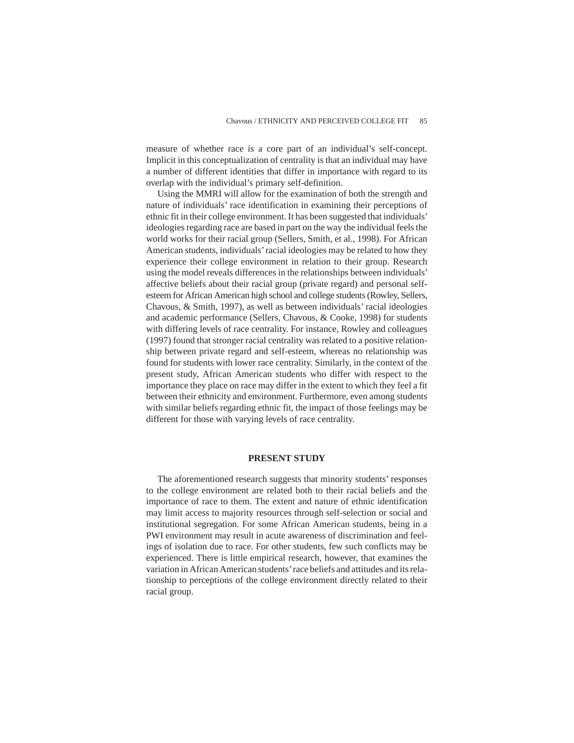measure of whether race is a core part of an individual's self-concept. Implicit in this conceptualization of centrality is that an individual may have a number of different identities that differ in importance with regard to its overlap with the individual's primary self-definition.

Using the MMRI will allow for the examination of both the strength and nature of individuals' race identification in examining their perceptions of ethnic fit in their college environment. It has been suggested that individuals' ideologies regarding race are based in part on the way the individual feels the world works for their racial group (Sellers, Smith, et al., 1998). For African American students, individuals' racial ideologies may be related to how they experience their college environment in relation to their group. Research using the model reveals differences in the relationships between individuals' affective beliefs about their racial group (private regard) and personal self-esteem for African American high school and college students (Rowley, Sellers, Chavous, & Smith, 1997), as well as between individuals' racial ideologies and academic performance (Sellers, Chavous, & Cooke, 1998) for students with differing levels of race centrality. For instance, Rowley and colleagues (1997) found that stronger racial centrality was related to a positive relationship between private regard and self-esteem, whereas no relationship was found for students with lower race centrality. Similarly, in the context of the present study, African American students who differ with respect to the importance they place on race may differ in the extent to which they feel a fit between their ethnicity and environment. Furthermore, even among students with similar beliefs regarding ethnic fit, the impact of those feelings may be different for those with varying levels of race centrality.

## PRESENT STUDY

The aforementioned research suggests that minority students' responses to the college environment are related both to their racial beliefs and the importance of race to them. The extent and nature of ethnic identification may limit access to majority resources through self-selection or social and institutional segregation. For some African American students, being in a PWI environment may result in acute awareness of discrimination and feelings of isolation due to race. For other students, few such conflicts may be experienced. There is little empirical research, however, that examines the variation in African American students' race beliefs and attitudes and its relationship to perceptions of the college environment directly related to their racial group.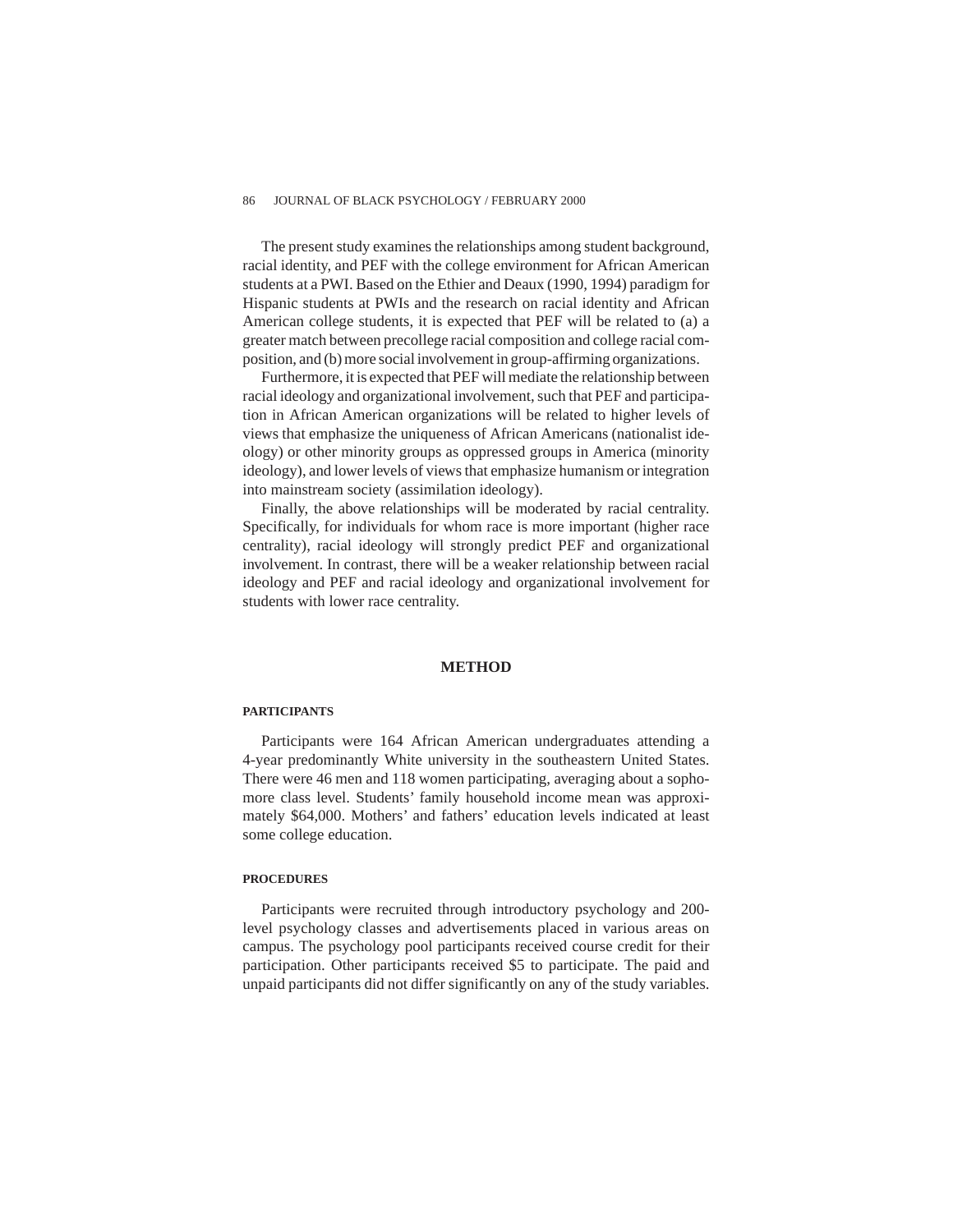The present study examines the relationships among student background, racial identity, and PEF with the college environment for African American students at a PWI. Based on the Ethier and Deaux (1990, 1994) paradigm for Hispanic students at PWIs and the research on racial identity and African American college students, it is expected that PEF will be related to (a) a greater match between precollege racial composition and college racial composition, and (b) more social involvement in group-affirming organizations.

Furthermore, it is expected that PEF will mediate the relationship between racial ideology and organizational involvement, such that PEF and participation in African American organizations will be related to higher levels of views that emphasize the uniqueness of African Americans (nationalist ideology) or other minority groups as oppressed groups in America (minority ideology), and lower levels of views that emphasize humanism or integration into mainstream society (assimilation ideology).

Finally, the above relationships will be moderated by racial centrality. Specifically, for individuals for whom race is more important (higher race centrality), racial ideology will strongly predict PEF and organizational involvement. In contrast, there will be a weaker relationship between racial ideology and PEF and racial ideology and organizational involvement for students with lower race centrality.

## METHOD

### PARTICIPANTS

Participants were 164 African American undergraduates attending a 4-year predominantly White university in the southeastern United States. There were 46 men and 118 women participating, averaging about a sophomore class level. Students' family household income mean was approximately $64,000. Mothers' and fathers' education levels indicated at least some college education.

### PROCEDURES

Participants were recruited through introductory psychology and 200-level psychology classes and advertisements placed in various areas on campus. The psychology pool participants received course credit for their participation. Other participants received $5 to participate. The paid and unpaid participants did not differ significantly on any of the study variables.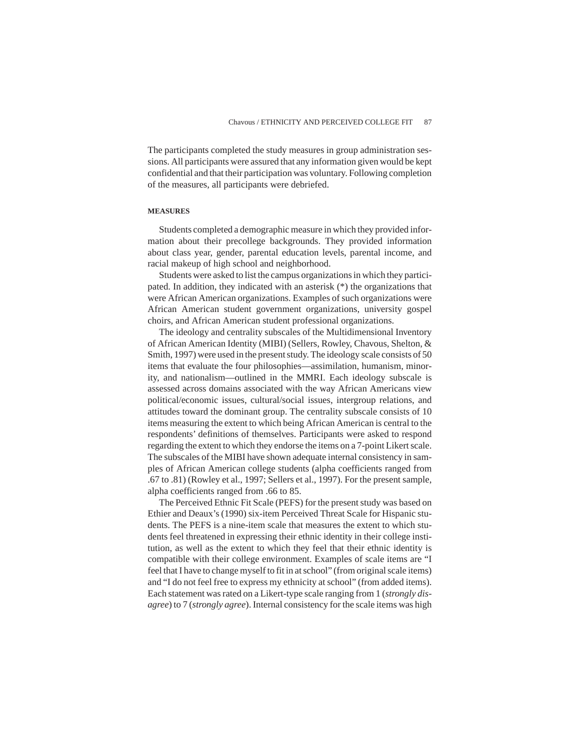The participants completed the study measures in group administration sessions. All participants were assured that any information given would be kept confidential and that their participation was voluntary. Following completion of the measures, all participants were debriefed.

### MEASURES

Students completed a demographic measure in which they provided information about their precollege backgrounds. They provided information about class year, gender, parental education levels, parental income, and racial makeup of high school and neighborhood.

Students were asked to list the campus organizations in which they participated. In addition, they indicated with an asterisk (*) the organizations that were African American organizations. Examples of such organizations were African American student government organizations, university gospel choirs, and African American student professional organizations.

The ideology and centrality subscales of the Multidimensional Inventory of African American Identity (MIBI) (Sellers, Rowley, Chavous, Shelton, & Smith, 1997) were used in the present study. The ideology scale consists of 50 items that evaluate the four philosophies—assimilation, humanism, minority, and nationalism—outlined in the MMRI. Each ideology subscale is assessed across domains associated with the way African Americans view political/economic issues, cultural/social issues, intergroup relations, and attitudes toward the dominant group. The centrality subscale consists of 10 items measuring the extent to which being African American is central to the respondents' definitions of themselves. Participants were asked to respond regarding the extent to which they endorse the items on a 7-point Likert scale. The subscales of the MIBI have shown adequate internal consistency in samples of African American college students (alpha coefficients ranged from .67 to .81) (Rowley et al., 1997; Sellers et al., 1997). For the present sample, alpha coefficients ranged from .66 to 85.

The Perceived Ethnic Fit Scale (PEFS) for the present study was based on Ethier and Deaux's (1990) six-item Perceived Threat Scale for Hispanic students. The PEFS is a nine-item scale that measures the extent to which students feel threatened in expressing their ethnic identity in their college institution, as well as the extent to which they feel that their ethnic identity is compatible with their college environment. Examples of scale items are "I feel that I have to change myself to fit in at school" (from original scale items) and "I do not feel free to express my ethnicity at school" (from added items). Each statement was rated on a Likert-type scale ranging from 1 (*strongly disagree*) to 7 (*strongly agree*). Internal consistency for the scale items was high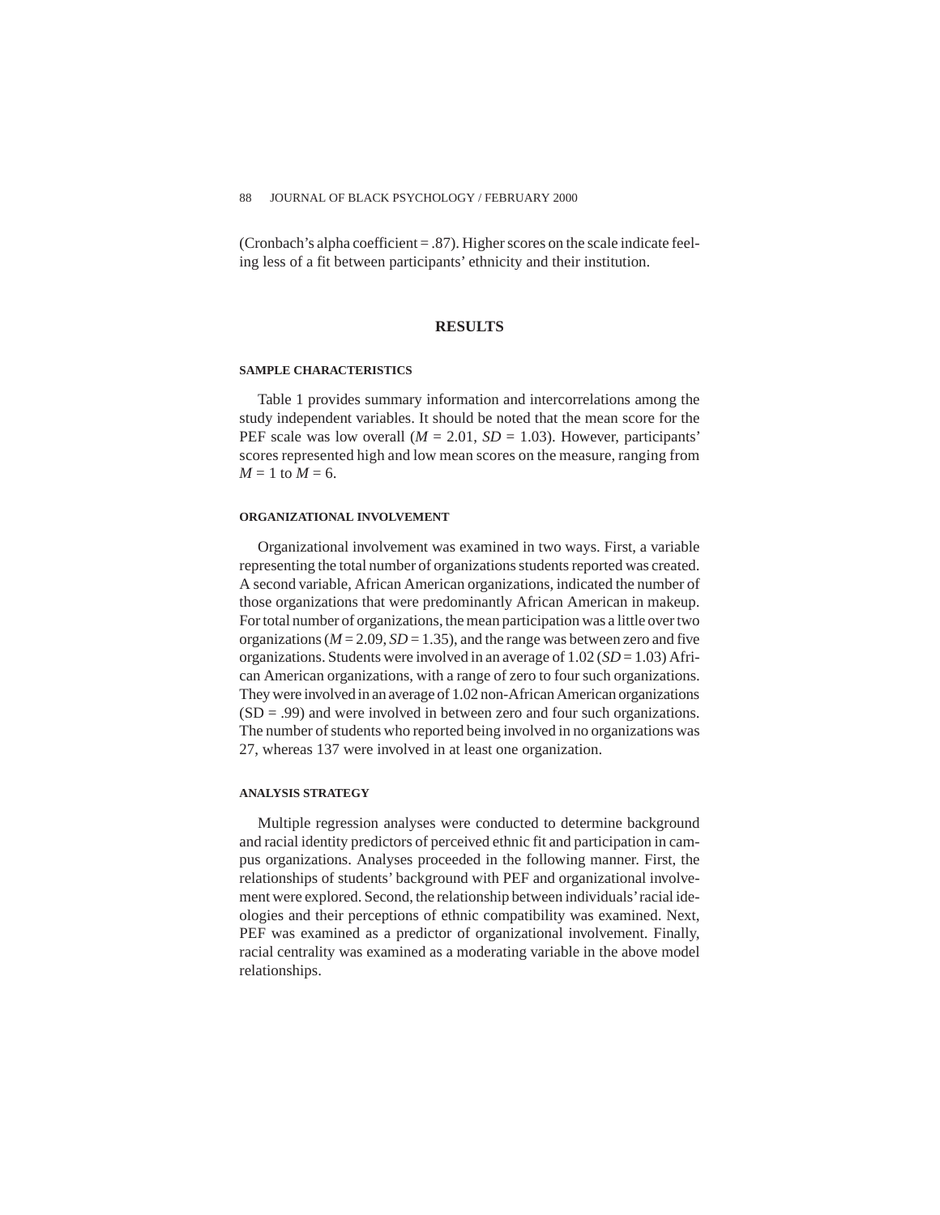(Cronbach's alpha coefficient = .87). Higher scores on the scale indicate feeling less of a fit between participants' ethnicity and their institution.

## RESULTS

### SAMPLE CHARACTERISTICS

Table 1 provides summary information and intercorrelations among the study independent variables. It should be noted that the mean score for the PEF scale was low overall ($M$ = 2.01, $SD$ = 1.03). However, participants' scores represented high and low mean scores on the measure, ranging from $M$ = 1 to $M$ = 6.

### ORGANIZATIONAL INVOLVEMENT

Organizational involvement was examined in two ways. First, a variable representing the total number of organizations students reported was created. A second variable, African American organizations, indicated the number of those organizations that were predominantly African American in makeup. For total number of organizations, the mean participation was a little over two organizations ($M$ = 2.09, $SD$ = 1.35), and the range was between zero and five organizations. Students were involved in an average of 1.02 ($SD$ = 1.03) African American organizations, with a range of zero to four such organizations. They were involved in an average of 1.02 non-African American organizations (SD = .99) and were involved in between zero and four such organizations. The number of students who reported being involved in no organizations was 27, whereas 137 were involved in at least one organization.

### ANALYSIS STRATEGY

Multiple regression analyses were conducted to determine background and racial identity predictors of perceived ethnic fit and participation in campus organizations. Analyses proceeded in the following manner. First, the relationships of students' background with PEF and organizational involvement were explored. Second, the relationship between individuals' racial ideologies and their perceptions of ethnic compatibility was examined. Next, PEF was examined as a predictor of organizational involvement. Finally, racial centrality was examined as a moderating variable in the above model relationships.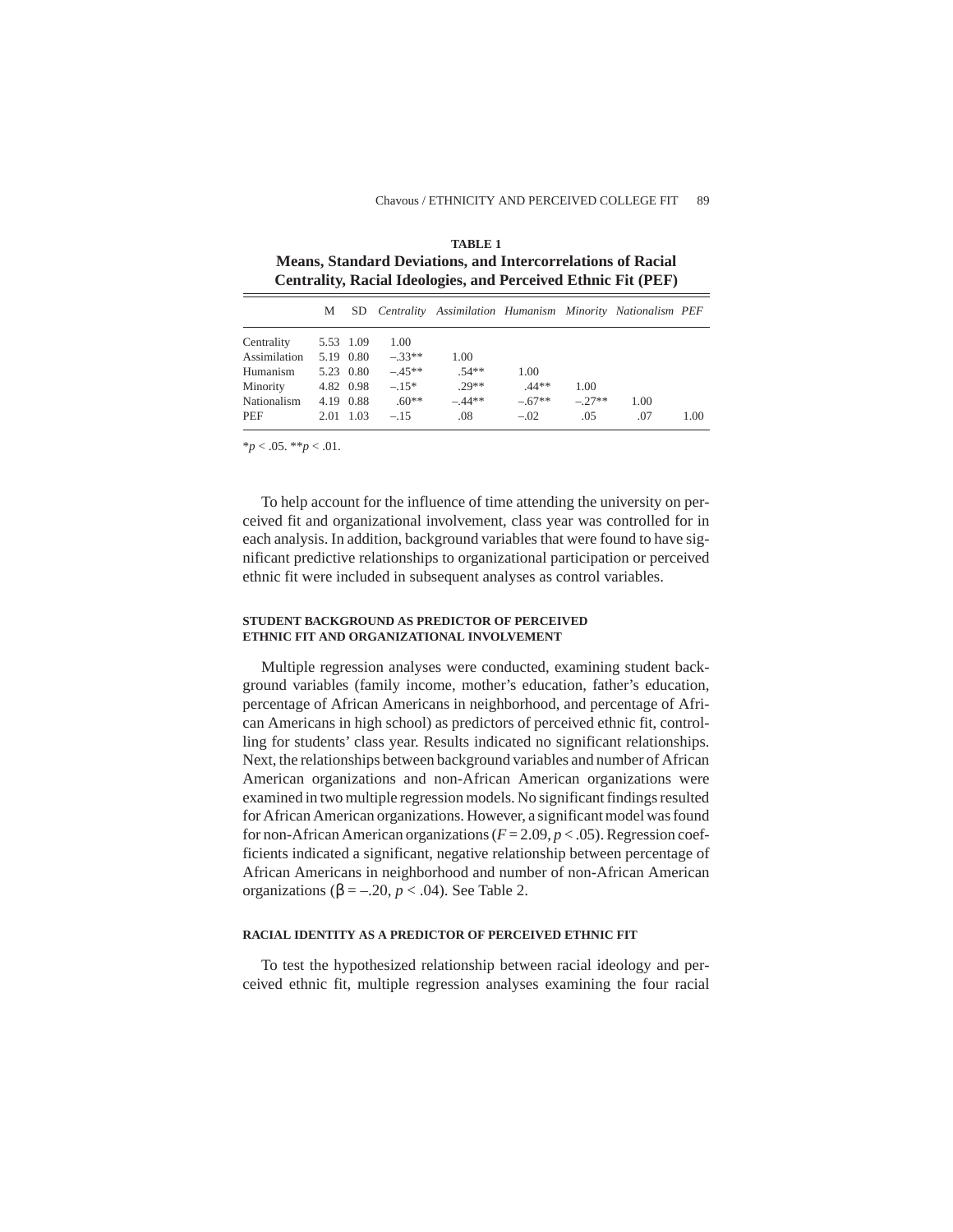**TABLE 1**
**Means, Standard Deviations, and Intercorrelations of Racial Centrality, Racial Ideologies, and Perceived Ethnic Fit (PEF)**

| | M | SD | *Centrality* | *Assimilation* | *Humanism* | *Minority* | *Nationalism* | *PEF* |
|---|---|---|---|---|---|---|---|---|
| Centrality | 5.53 | 1.09 | 1.00 | | | | | |
| Assimilation | 5.19 | 0.80 | –.33** | 1.00 | | | | |
| Humanism | 5.23 | 0.80 | –.45** | .54** | 1.00 | | | |
| Minority | 4.82 | 0.98 | –.15* | .29** | .44** | 1.00 | | |
| Nationalism | 4.19 | 0.88 | .60** | –.44** | –.67** | –.27** | 1.00 | |
| PEF | 2.01 | 1.03 | –.15 | .08 | –.02 | .05 | .07 | 1.00 |

*$p < .05$. **$p < .01$.

To help account for the influence of time attending the university on perceived fit and organizational involvement, class year was controlled for in each analysis. In addition, background variables that were found to have significant predictive relationships to organizational participation or perceived ethnic fit were included in subsequent analyses as control variables.

#### STUDENT BACKGROUND AS PREDICTOR OF PERCEIVED ETHNIC FIT AND ORGANIZATIONAL INVOLVEMENT

Multiple regression analyses were conducted, examining student background variables (family income, mother's education, father's education, percentage of African Americans in neighborhood, and percentage of African Americans in high school) as predictors of perceived ethnic fit, controlling for students' class year. Results indicated no significant relationships. Next, the relationships between background variables and number of African American organizations and non-African American organizations were examined in two multiple regression models. No significant findings resulted for African American organizations. However, a significant model was found for non-African American organizations ($F = 2.09$, $p < .05$). Regression coefficients indicated a significant, negative relationship between percentage of African Americans in neighborhood and number of non-African American organizations ($\beta = –.20$, $p < .04$). See Table 2.

#### RACIAL IDENTITY AS A PREDICTOR OF PERCEIVED ETHNIC FIT

To test the hypothesized relationship between racial ideology and perceived ethnic fit, multiple regression analyses examining the four racial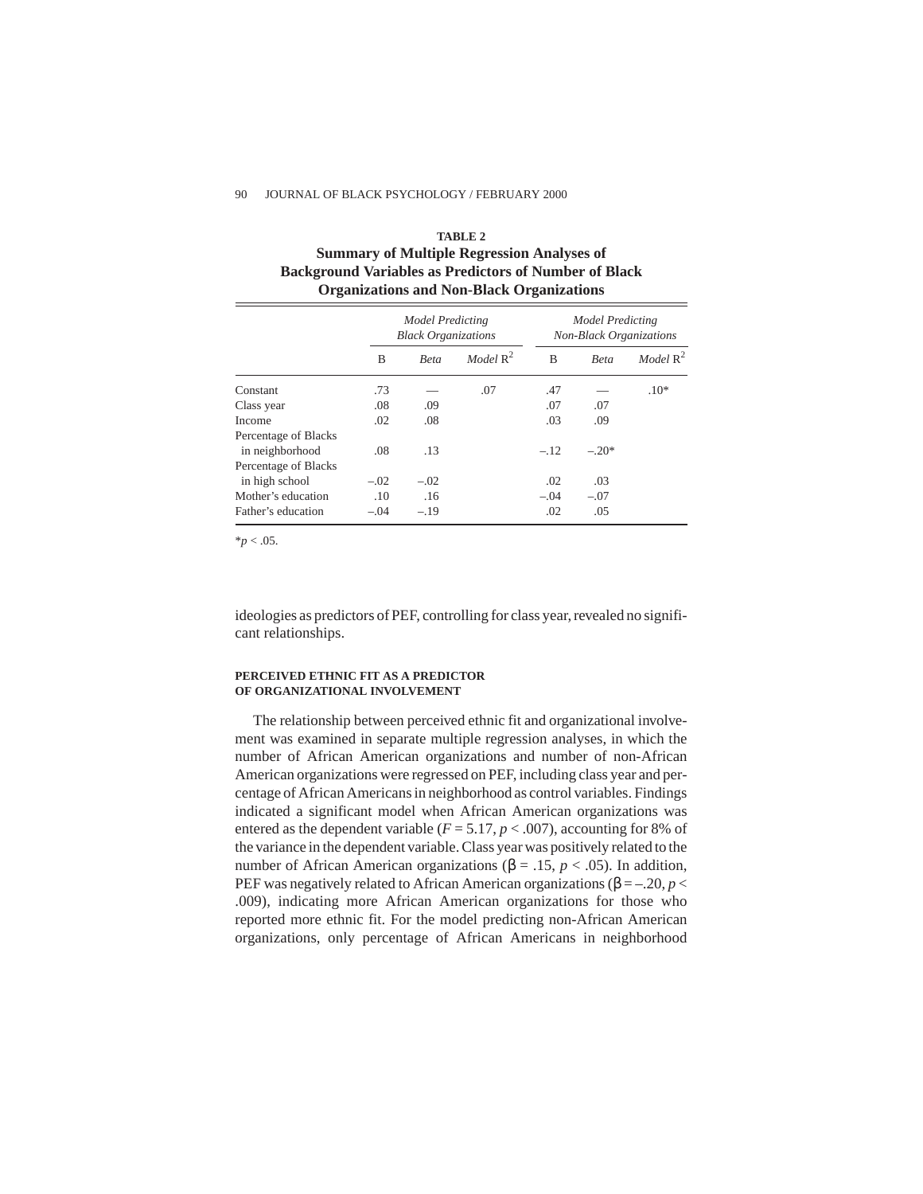**TABLE 2**
**Summary of Multiple Regression Analyses of Background Variables as Predictors of Number of Black Organizations and Non-Black Organizations**

| | *Model Predicting Black Organizations* | | | *Model Predicting Non-Black Organizations* | | |
|---|---|---|---|---|---|---|
| | B | *Beta* | *Model* $R^2$ | B | *Beta* | *Model* $R^2$ |
| Constant | .73 | — | .07 | .47 | — | .10* |
| Class year | .08 | .09 | | .07 | .07 | |
| Income | .02 | .08 | | .03 | .09 | |
| Percentage of Blacks in neighborhood | .08 | .13 | | –.12 | –.20* | |
| Percentage of Blacks in high school | –.02 | –.02 | | .02 | .03 | |
| Mother's education | .10 | .16 | | –.04 | –.07 | |
| Father's education | –.04 | –.19 | | .02 | .05 | |

*$p < .05$.

ideologies as predictors of PEF, controlling for class year, revealed no significant relationships.

#### PERCEIVED ETHNIC FIT AS A PREDICTOR OF ORGANIZATIONAL INVOLVEMENT

The relationship between perceived ethnic fit and organizational involvement was examined in separate multiple regression analyses, in which the number of African American organizations and number of non-African American organizations were regressed on PEF, including class year and percentage of African Americans in neighborhood as control variables. Findings indicated a significant model when African American organizations was entered as the dependent variable ($F = 5.17$, $p < .007$), accounting for 8% of the variance in the dependent variable. Class year was positively related to the number of African American organizations ($\beta = .15$, $p < .05$). In addition, PEF was negatively related to African American organizations ($\beta = –.20$, $p <$ .009), indicating more African American organizations for those who reported more ethnic fit. For the model predicting non-African American organizations, only percentage of African Americans in neighborhood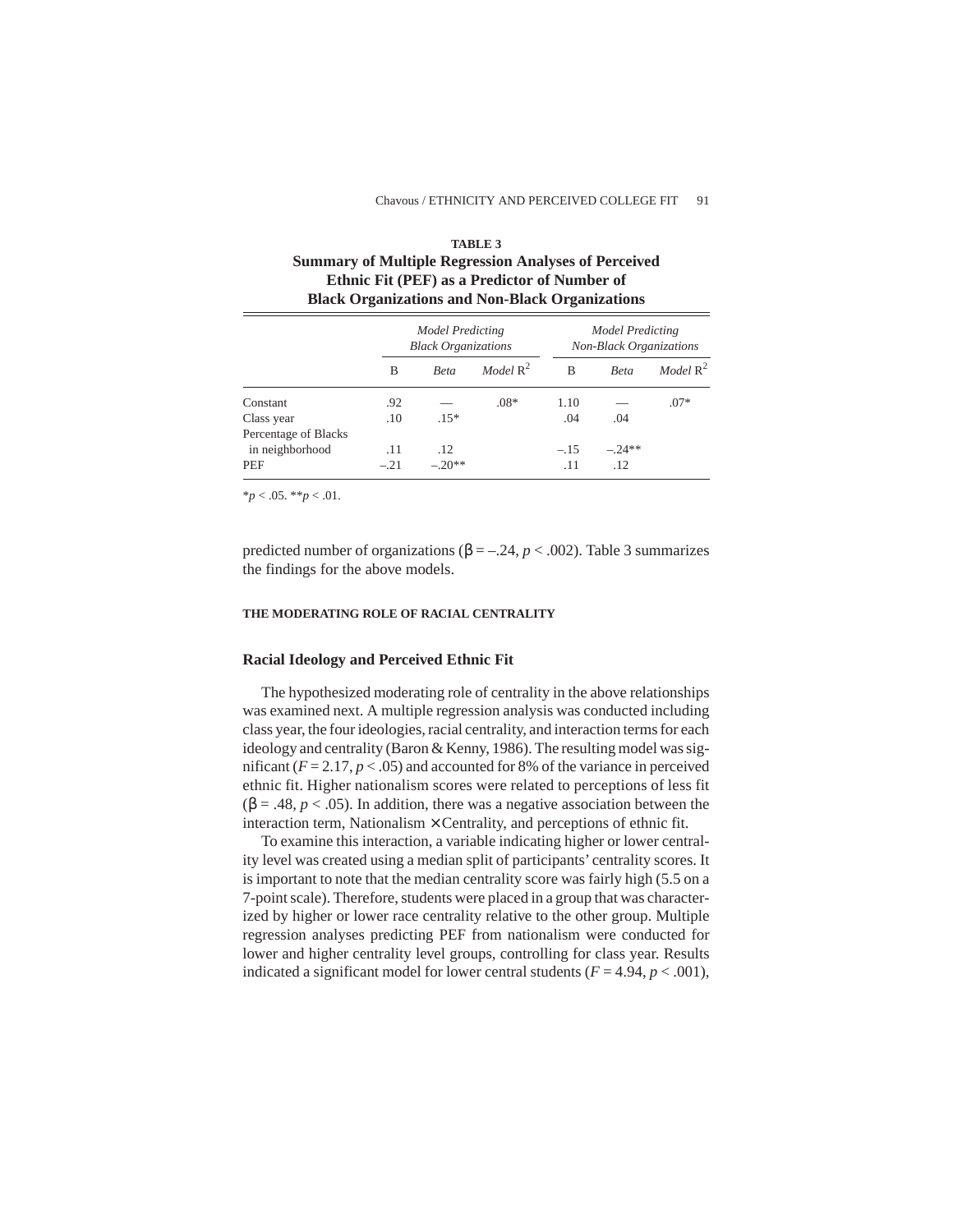**TABLE 3**
**Summary of Multiple Regression Analyses of Perceived Ethnic Fit (PEF) as a Predictor of Number of Black Organizations and Non-Black Organizations**

| | *Model Predicting Black Organizations* | | | *Model Predicting Non-Black Organizations* | | |
|---|---|---|---|---|---|---|
| | B | *Beta* | *Model* $R^2$ | B | *Beta* | *Model* $R^2$ |
| Constant | .92 | — | .08* | 1.10 | — | .07* |
| Class year | .10 | .15* | | .04 | .04 | |
| Percentage of Blacks in neighborhood | .11 | .12 | | –.15 | –.24** | |
| PEF | –.21 | –.20** | | .11 | .12 | |

$*p < .05$. $**p < .01$.

predicted number of organizations ($\beta = -.24$, $p < .002$). Table 3 summarizes the findings for the above models.

## THE MODERATING ROLE OF RACIAL CENTRALITY

### Racial Ideology and Perceived Ethnic Fit

The hypothesized moderating role of centrality in the above relationships was examined next. A multiple regression analysis was conducted including class year, the four ideologies, racial centrality, and interaction terms for each ideology and centrality (Baron & Kenny, 1986). The resulting model was significant ($F = 2.17$, $p < .05$) and accounted for 8% of the variance in perceived ethnic fit. Higher nationalism scores were related to perceptions of less fit ($\beta = .48$, $p < .05$). In addition, there was a negative association between the interaction term, Nationalism × Centrality, and perceptions of ethnic fit.

To examine this interaction, a variable indicating higher or lower centrality level was created using a median split of participants' centrality scores. It is important to note that the median centrality score was fairly high (5.5 on a 7-point scale). Therefore, students were placed in a group that was characterized by higher or lower race centrality relative to the other group. Multiple regression analyses predicting PEF from nationalism were conducted for lower and higher centrality level groups, controlling for class year. Results indicated a significant model for lower central students ($F = 4.94$, $p < .001$),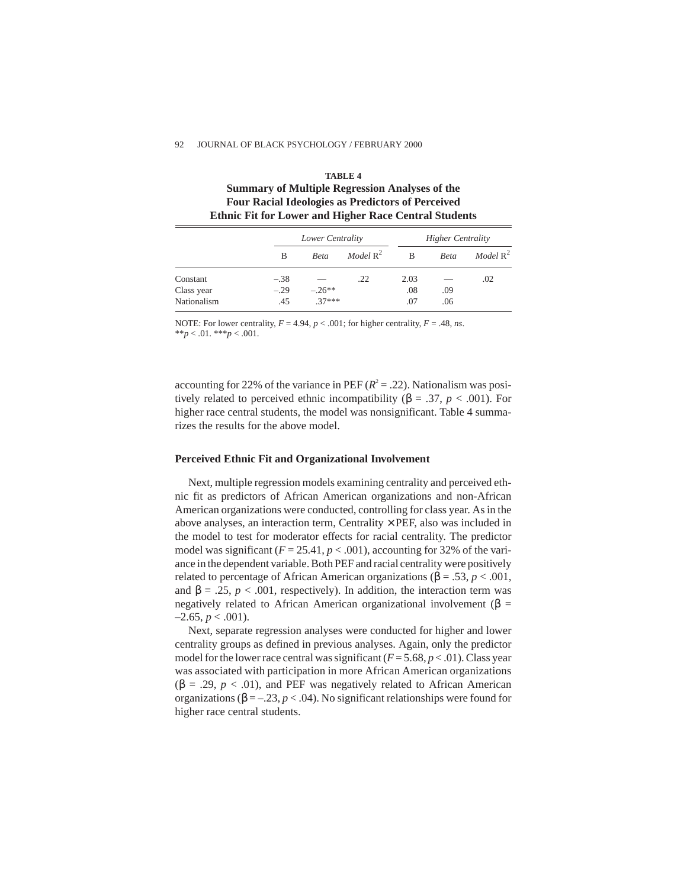**TABLE 4**
**Summary of Multiple Regression Analyses of the Four Racial Ideologies as Predictors of Perceived Ethnic Fit for Lower and Higher Race Central Students**

| | *Lower Centrality* | | | *Higher Centrality* | | |
|---|---|---|---|---|---|---|
| | B | *Beta* | *Model* $R^2$ | B | *Beta* | *Model* $R^2$ |
| Constant | –.38 | — | .22 | 2.03 | — | .02 |
| Class year | –.29 | –.26** | | .08 | .09 | |
| Nationalism | .45 | .37*** | | .07 | .06 | |

NOTE: For lower centrality, $F = 4.94$, $p < .001$; for higher centrality, $F = .48$, *ns*.
**$p < .01$. ***$p < .001$.

accounting for 22% of the variance in PEF ($R^2 = .22$). Nationalism was positively related to perceived ethnic incompatibility ($\beta = .37$, $p < .001$). For higher race central students, the model was nonsignificant. Table 4 summarizes the results for the above model.

### Perceived Ethnic Fit and Organizational Involvement

Next, multiple regression models examining centrality and perceived ethnic fit as predictors of African American organizations and non-African American organizations were conducted, controlling for class year. As in the above analyses, an interaction term, Centrality × PEF, also was included in the model to test for moderator effects for racial centrality. The predictor model was significant ($F = 25.41$, $p < .001$), accounting for 32% of the variance in the dependent variable. Both PEF and racial centrality were positively related to percentage of African American organizations ($\beta = .53$, $p < .001$, and $\beta = .25$, $p < .001$, respectively). In addition, the interaction term was negatively related to African American organizational involvement ($\beta = -2.65$, $p < .001$).

Next, separate regression analyses were conducted for higher and lower centrality groups as defined in previous analyses. Again, only the predictor model for the lower race central was significant ($F = 5.68$, $p < .01$). Class year was associated with participation in more African American organizations ($\beta = .29$, $p < .01$), and PEF was negatively related to African American organizations ($\beta = -.23$, $p < .04$). No significant relationships were found for higher race central students.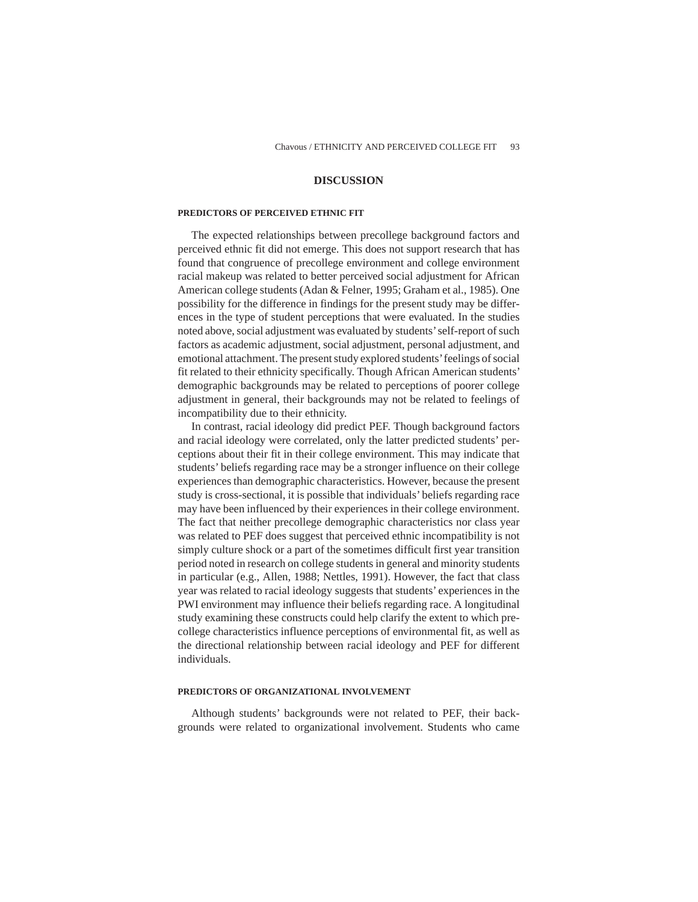## DISCUSSION

### PREDICTORS OF PERCEIVED ETHNIC FIT

The expected relationships between precollege background factors and perceived ethnic fit did not emerge. This does not support research that has found that congruence of precollege environment and college environment racial makeup was related to better perceived social adjustment for African American college students (Adan & Felner, 1995; Graham et al., 1985). One possibility for the difference in findings for the present study may be differences in the type of student perceptions that were evaluated. In the studies noted above, social adjustment was evaluated by students' self-report of such factors as academic adjustment, social adjustment, personal adjustment, and emotional attachment. The present study explored students' feelings of social fit related to their ethnicity specifically. Though African American students' demographic backgrounds may be related to perceptions of poorer college adjustment in general, their backgrounds may not be related to feelings of incompatibility due to their ethnicity.

In contrast, racial ideology did predict PEF. Though background factors and racial ideology were correlated, only the latter predicted students' perceptions about their fit in their college environment. This may indicate that students' beliefs regarding race may be a stronger influence on their college experiences than demographic characteristics. However, because the present study is cross-sectional, it is possible that individuals' beliefs regarding race may have been influenced by their experiences in their college environment. The fact that neither precollege demographic characteristics nor class year was related to PEF does suggest that perceived ethnic incompatibility is not simply culture shock or a part of the sometimes difficult first year transition period noted in research on college students in general and minority students in particular (e.g., Allen, 1988; Nettles, 1991). However, the fact that class year was related to racial ideology suggests that students' experiences in the PWI environment may influence their beliefs regarding race. A longitudinal study examining these constructs could help clarify the extent to which precollege characteristics influence perceptions of environmental fit, as well as the directional relationship between racial ideology and PEF for different individuals.

### PREDICTORS OF ORGANIZATIONAL INVOLVEMENT

Although students' backgrounds were not related to PEF, their backgrounds were related to organizational involvement. Students who came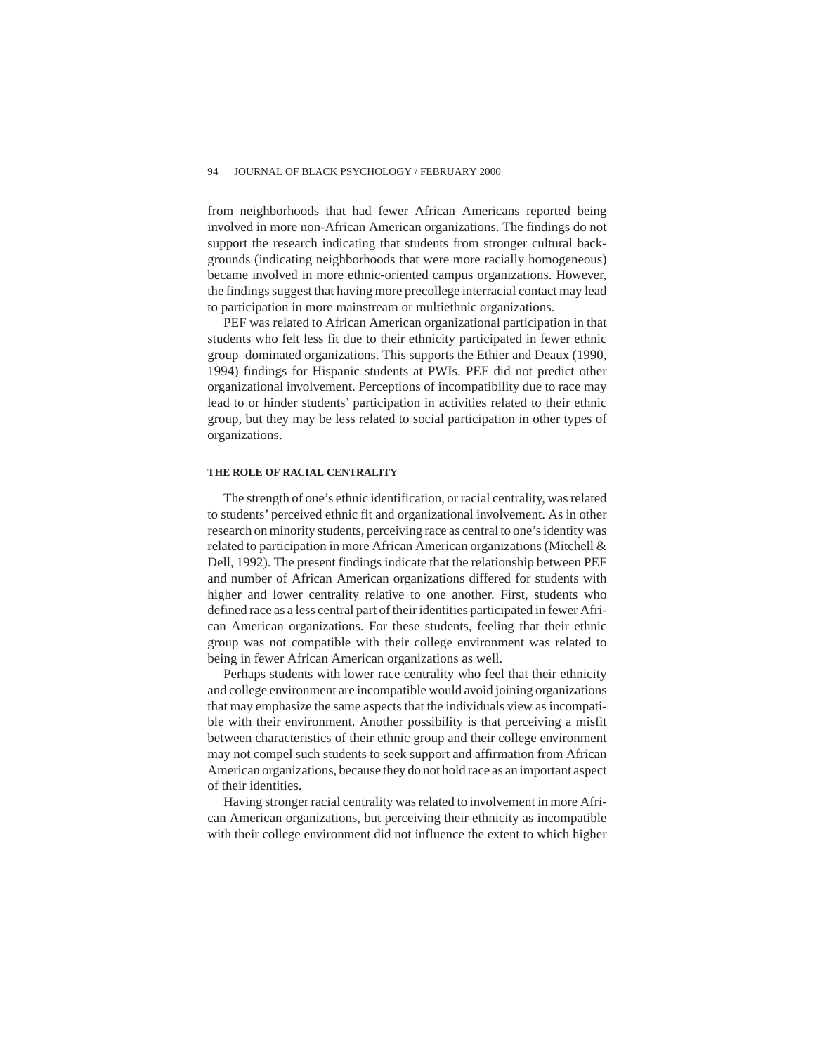from neighborhoods that had fewer African Americans reported being involved in more non-African American organizations. The findings do not support the research indicating that students from stronger cultural backgrounds (indicating neighborhoods that were more racially homogeneous) became involved in more ethnic-oriented campus organizations. However, the findings suggest that having more precollege interracial contact may lead to participation in more mainstream or multiethnic organizations.

PEF was related to African American organizational participation in that students who felt less fit due to their ethnicity participated in fewer ethnic group–dominated organizations. This supports the Ethier and Deaux (1990, 1994) findings for Hispanic students at PWIs. PEF did not predict other organizational involvement. Perceptions of incompatibility due to race may lead to or hinder students' participation in activities related to their ethnic group, but they may be less related to social participation in other types of organizations.

#### THE ROLE OF RACIAL CENTRALITY

The strength of one's ethnic identification, or racial centrality, was related to students' perceived ethnic fit and organizational involvement. As in other research on minority students, perceiving race as central to one's identity was related to participation in more African American organizations (Mitchell & Dell, 1992). The present findings indicate that the relationship between PEF and number of African American organizations differed for students with higher and lower centrality relative to one another. First, students who defined race as a less central part of their identities participated in fewer African American organizations. For these students, feeling that their ethnic group was not compatible with their college environment was related to being in fewer African American organizations as well.

Perhaps students with lower race centrality who feel that their ethnicity and college environment are incompatible would avoid joining organizations that may emphasize the same aspects that the individuals view as incompatible with their environment. Another possibility is that perceiving a misfit between characteristics of their ethnic group and their college environment may not compel such students to seek support and affirmation from African American organizations, because they do not hold race as an important aspect of their identities.

Having stronger racial centrality was related to involvement in more African American organizations, but perceiving their ethnicity as incompatible with their college environment did not influence the extent to which higher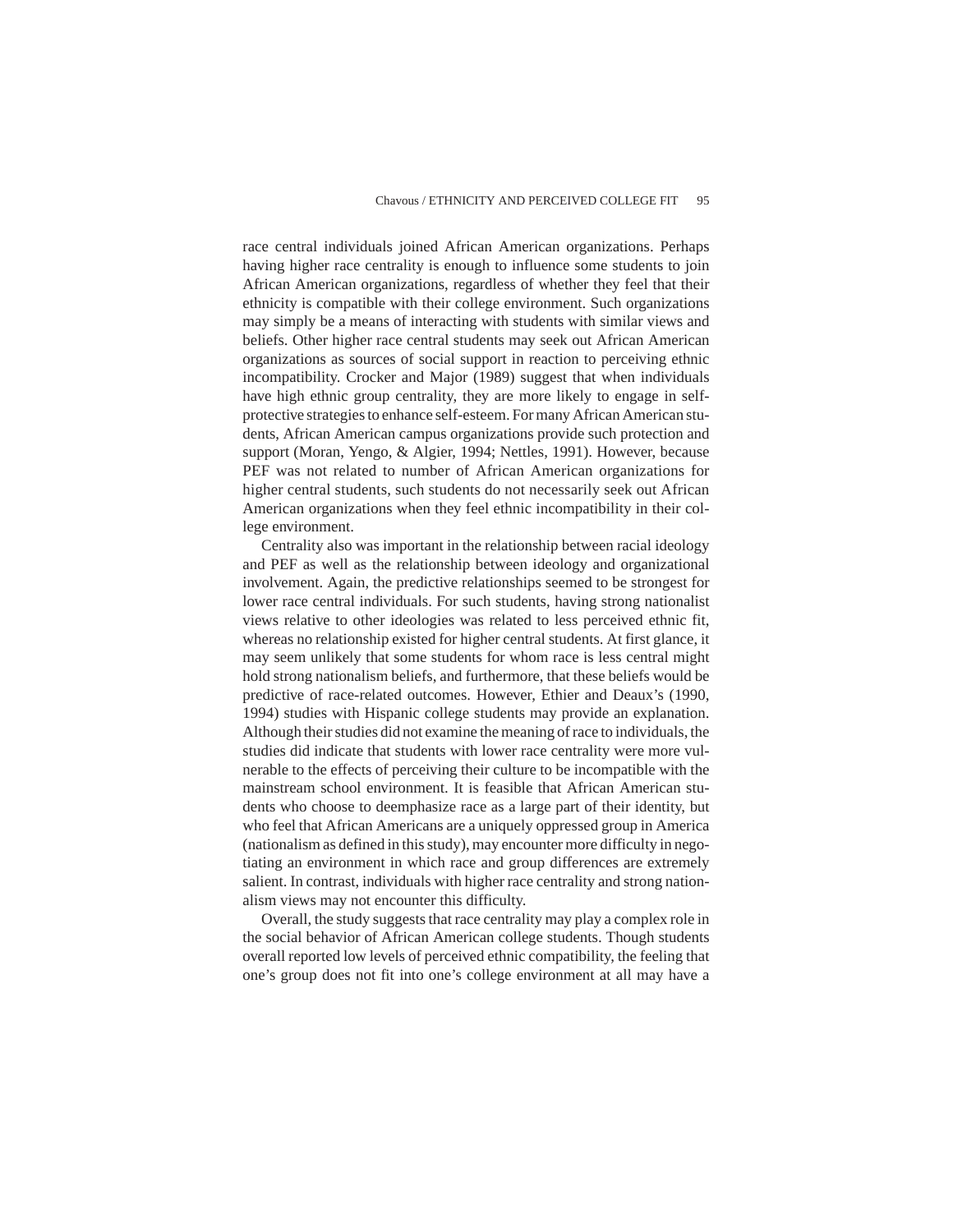race central individuals joined African American organizations. Perhaps having higher race centrality is enough to influence some students to join African American organizations, regardless of whether they feel that their ethnicity is compatible with their college environment. Such organizations may simply be a means of interacting with students with similar views and beliefs. Other higher race central students may seek out African American organizations as sources of social support in reaction to perceiving ethnic incompatibility. Crocker and Major (1989) suggest that when individuals have high ethnic group centrality, they are more likely to engage in self-protective strategies to enhance self-esteem. For many African American students, African American campus organizations provide such protection and support (Moran, Yengo, & Algier, 1994; Nettles, 1991). However, because PEF was not related to number of African American organizations for higher central students, such students do not necessarily seek out African American organizations when they feel ethnic incompatibility in their college environment.

Centrality also was important in the relationship between racial ideology and PEF as well as the relationship between ideology and organizational involvement. Again, the predictive relationships seemed to be strongest for lower race central individuals. For such students, having strong nationalist views relative to other ideologies was related to less perceived ethnic fit, whereas no relationship existed for higher central students. At first glance, it may seem unlikely that some students for whom race is less central might hold strong nationalism beliefs, and furthermore, that these beliefs would be predictive of race-related outcomes. However, Ethier and Deaux's (1990, 1994) studies with Hispanic college students may provide an explanation. Although their studies did not examine the meaning of race to individuals, the studies did indicate that students with lower race centrality were more vulnerable to the effects of perceiving their culture to be incompatible with the mainstream school environment. It is feasible that African American students who choose to deemphasize race as a large part of their identity, but who feel that African Americans are a uniquely oppressed group in America (nationalism as defined in this study), may encounter more difficulty in negotiating an environment in which race and group differences are extremely salient. In contrast, individuals with higher race centrality and strong nationalism views may not encounter this difficulty.

Overall, the study suggests that race centrality may play a complex role in the social behavior of African American college students. Though students overall reported low levels of perceived ethnic compatibility, the feeling that one's group does not fit into one's college environment at all may have a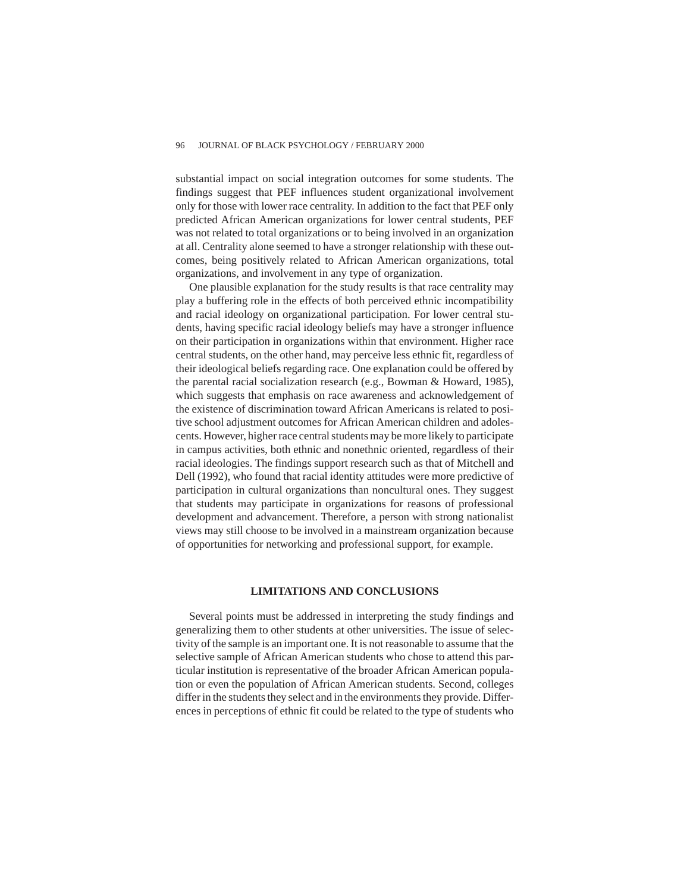substantial impact on social integration outcomes for some students. The findings suggest that PEF influences student organizational involvement only for those with lower race centrality. In addition to the fact that PEF only predicted African American organizations for lower central students, PEF was not related to total organizations or to being involved in an organization at all. Centrality alone seemed to have a stronger relationship with these outcomes, being positively related to African American organizations, total organizations, and involvement in any type of organization.

One plausible explanation for the study results is that race centrality may play a buffering role in the effects of both perceived ethnic incompatibility and racial ideology on organizational participation. For lower central students, having specific racial ideology beliefs may have a stronger influence on their participation in organizations within that environment. Higher race central students, on the other hand, may perceive less ethnic fit, regardless of their ideological beliefs regarding race. One explanation could be offered by the parental racial socialization research (e.g., Bowman & Howard, 1985), which suggests that emphasis on race awareness and acknowledgement of the existence of discrimination toward African Americans is related to positive school adjustment outcomes for African American children and adolescents. However, higher race central students may be more likely to participate in campus activities, both ethnic and nonethnic oriented, regardless of their racial ideologies. The findings support research such as that of Mitchell and Dell (1992), who found that racial identity attitudes were more predictive of participation in cultural organizations than noncultural ones. They suggest that students may participate in organizations for reasons of professional development and advancement. Therefore, a person with strong nationalist views may still choose to be involved in a mainstream organization because of opportunities for networking and professional support, for example.

## LIMITATIONS AND CONCLUSIONS

Several points must be addressed in interpreting the study findings and generalizing them to other students at other universities. The issue of selectivity of the sample is an important one. It is not reasonable to assume that the selective sample of African American students who chose to attend this particular institution is representative of the broader African American population or even the population of African American students. Second, colleges differ in the students they select and in the environments they provide. Differences in perceptions of ethnic fit could be related to the type of students who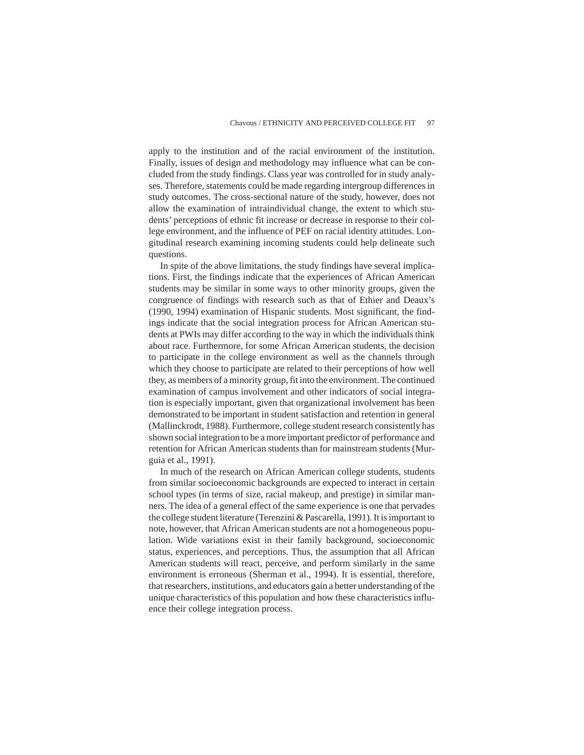apply to the institution and of the racial environment of the institution. Finally, issues of design and methodology may influence what can be concluded from the study findings. Class year was controlled for in study analyses. Therefore, statements could be made regarding intergroup differences in study outcomes. The cross-sectional nature of the study, however, does not allow the examination of intraindividual change, the extent to which students' perceptions of ethnic fit increase or decrease in response to their college environment, and the influence of PEF on racial identity attitudes. Longitudinal research examining incoming students could help delineate such questions.

In spite of the above limitations, the study findings have several implications. First, the findings indicate that the experiences of African American students may be similar in some ways to other minority groups, given the congruence of findings with research such as that of Ethier and Deaux's (1990, 1994) examination of Hispanic students. Most significant, the findings indicate that the social integration process for African American students at PWIs may differ according to the way in which the individuals think about race. Furthermore, for some African American students, the decision to participate in the college environment as well as the channels through which they choose to participate are related to their perceptions of how well they, as members of a minority group, fit into the environment. The continued examination of campus involvement and other indicators of social integration is especially important, given that organizational involvement has been demonstrated to be important in student satisfaction and retention in general (Mallinckrodt, 1988). Furthermore, college student research consistently has shown social integration to be a more important predictor of performance and retention for African American students than for mainstream students (Murguia et al., 1991).

In much of the research on African American college students, students from similar socioeconomic backgrounds are expected to interact in certain school types (in terms of size, racial makeup, and prestige) in similar manners. The idea of a general effect of the same experience is one that pervades the college student literature (Terenzini & Pascarella, 1991). It is important to note, however, that African American students are not a homogeneous population. Wide variations exist in their family background, socioeconomic status, experiences, and perceptions. Thus, the assumption that all African American students will react, perceive, and perform similarly in the same environment is erroneous (Sherman et al., 1994). It is essential, therefore, that researchers, institutions, and educators gain a better understanding of the unique characteristics of this population and how these characteristics influence their college integration process.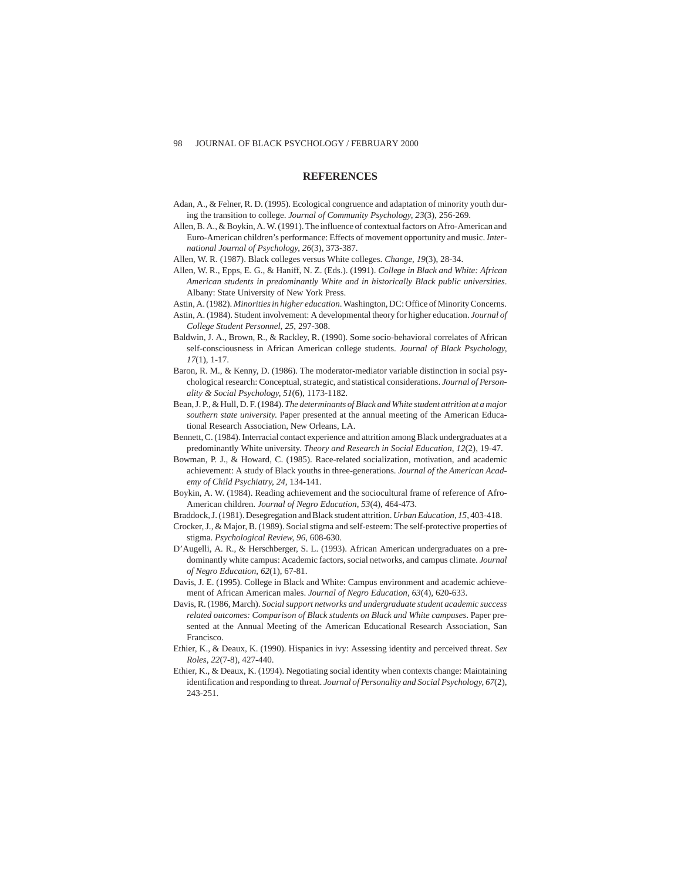## REFERENCES

Adan, A., & Felner, R. D. (1995). Ecological congruence and adaptation of minority youth during the transition to college. *Journal of Community Psychology, 23*(3), 256-269.

Allen, B. A., & Boykin, A. W. (1991). The influence of contextual factors on Afro-American and Euro-American children's performance: Effects of movement opportunity and music. *International Journal of Psychology, 26*(3), 373-387.

Allen, W. R. (1987). Black colleges versus White colleges. *Change, 19*(3), 28-34.

Allen, W. R., Epps, E. G., & Haniff, N. Z. (Eds.). (1991). *College in Black and White: African American students in predominantly White and in historically Black public universities*. Albany: State University of New York Press.

Astin, A. (1982). *Minorities in higher education*. Washington, DC: Office of Minority Concerns.

Astin, A. (1984). Student involvement: A developmental theory for higher education. *Journal of College Student Personnel, 25*, 297-308.

Baldwin, J. A., Brown, R., & Rackley, R. (1990). Some socio-behavioral correlates of African self-consciousness in African American college students. *Journal of Black Psychology, 17*(1), 1-17.

Baron, R. M., & Kenny, D. (1986). The moderator-mediator variable distinction in social psychological research: Conceptual, strategic, and statistical considerations. *Journal of Personality & Social Psychology, 51*(6), 1173-1182.

Bean, J. P., & Hull, D. F. (1984). *The determinants of Black and White student attrition at a major southern state university.* Paper presented at the annual meeting of the American Educational Research Association, New Orleans, LA.

Bennett, C. (1984). Interracial contact experience and attrition among Black undergraduates at a predominantly White university. *Theory and Research in Social Education, 12*(2), 19-47.

Bowman, P. J., & Howard, C. (1985). Race-related socialization, motivation, and academic achievement: A study of Black youths in three-generations. *Journal of the American Academy of Child Psychiatry, 24*, 134-141.

Boykin, A. W. (1984). Reading achievement and the sociocultural frame of reference of Afro-American children. *Journal of Negro Education, 53*(4), 464-473.

Braddock, J. (1981). Desegregation and Black student attrition. *Urban Education, 15*, 403-418.

Crocker, J., & Major, B. (1989). Social stigma and self-esteem: The self-protective properties of stigma. *Psychological Review, 96*, 608-630.

D'Augelli, A. R., & Herschberger, S. L. (1993). African American undergraduates on a predominantly white campus: Academic factors, social networks, and campus climate. *Journal of Negro Education, 62*(1), 67-81.

Davis, J. E. (1995). College in Black and White: Campus environment and academic achievement of African American males. *Journal of Negro Education, 63*(4), 620-633.

Davis, R. (1986, March). *Social support networks and undergraduate student academic success related outcomes: Comparison of Black students on Black and White campuses*. Paper presented at the Annual Meeting of the American Educational Research Association, San Francisco.

Ethier, K., & Deaux, K. (1990). Hispanics in ivy: Assessing identity and perceived threat. *Sex Roles, 22*(7-8), 427-440.

Ethier, K., & Deaux, K. (1994). Negotiating social identity when contexts change: Maintaining identification and responding to threat. *Journal of Personality and Social Psychology, 67*(2), 243-251.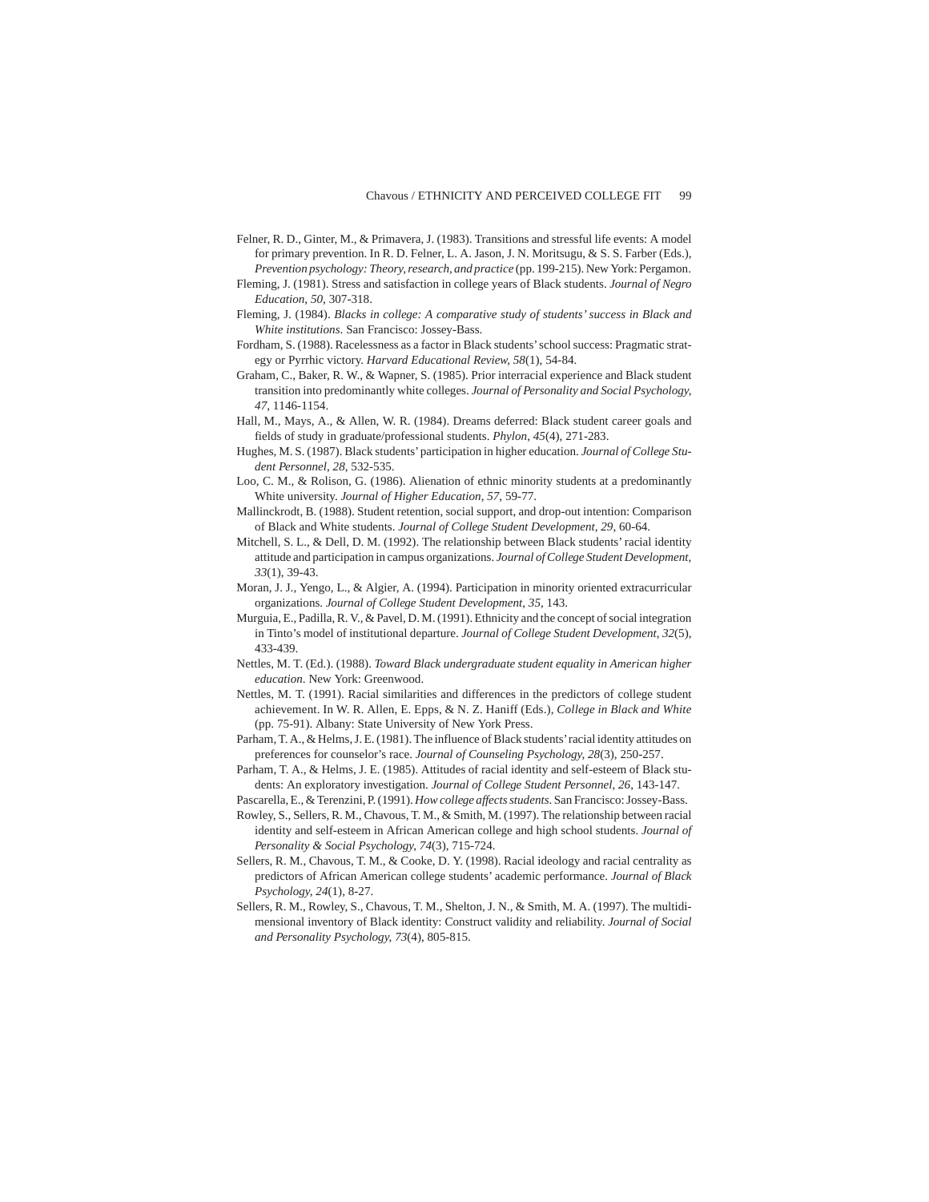Felner, R. D., Ginter, M., & Primavera, J. (1983). Transitions and stressful life events: A model for primary prevention. In R. D. Felner, L. A. Jason, J. N. Moritsugu, & S. S. Farber (Eds.), *Prevention psychology: Theory, research, and practice* (pp. 199-215). New York: Pergamon.

Fleming, J. (1981). Stress and satisfaction in college years of Black students. *Journal of Negro Education*, *50*, 307-318.

Fleming, J. (1984). *Blacks in college: A comparative study of students' success in Black and White institutions*. San Francisco: Jossey-Bass.

Fordham, S. (1988). Racelessness as a factor in Black students' school success: Pragmatic strategy or Pyrrhic victory. *Harvard Educational Review*, *58*(1), 54-84.

Graham, C., Baker, R. W., & Wapner, S. (1985). Prior interracial experience and Black student transition into predominantly white colleges. *Journal of Personality and Social Psychology*, *47*, 1146-1154.

Hall, M., Mays, A., & Allen, W. R. (1984). Dreams deferred: Black student career goals and fields of study in graduate/professional students. *Phylon*, *45*(4), 271-283.

Hughes, M. S. (1987). Black students' participation in higher education. *Journal of College Student Personnel*, *28*, 532-535.

Loo, C. M., & Rolison, G. (1986). Alienation of ethnic minority students at a predominantly White university. *Journal of Higher Education*, *57*, 59-77.

Mallinckrodt, B. (1988). Student retention, social support, and drop-out intention: Comparison of Black and White students. *Journal of College Student Development*, *29*, 60-64.

Mitchell, S. L., & Dell, D. M. (1992). The relationship between Black students' racial identity attitude and participation in campus organizations. *Journal of College Student Development*, *33*(1), 39-43.

Moran, J. J., Yengo, L., & Algier, A. (1994). Participation in minority oriented extracurricular organizations. *Journal of College Student Development*, *35*, 143.

Murguia, E., Padilla, R. V., & Pavel, D. M. (1991). Ethnicity and the concept of social integration in Tinto's model of institutional departure. *Journal of College Student Development*, *32*(5), 433-439.

Nettles, M. T. (Ed.). (1988). *Toward Black undergraduate student equality in American higher education*. New York: Greenwood.

Nettles, M. T. (1991). Racial similarities and differences in the predictors of college student achievement. In W. R. Allen, E. Epps, & N. Z. Haniff (Eds.), *College in Black and White* (pp. 75-91). Albany: State University of New York Press.

Parham, T. A., & Helms, J. E. (1981). The influence of Black students' racial identity attitudes on preferences for counselor's race. *Journal of Counseling Psychology*, *28*(3), 250-257.

Parham, T. A., & Helms, J. E. (1985). Attitudes of racial identity and self-esteem of Black students: An exploratory investigation. *Journal of College Student Personnel*, *26*, 143-147.

Pascarella, E., & Terenzini, P. (1991). *How college affects students*. San Francisco: Jossey-Bass.

Rowley, S., Sellers, R. M., Chavous, T. M., & Smith, M. (1997). The relationship between racial identity and self-esteem in African American college and high school students. *Journal of Personality & Social Psychology*, *74*(3), 715-724.

Sellers, R. M., Chavous, T. M., & Cooke, D. Y. (1998). Racial ideology and racial centrality as predictors of African American college students' academic performance. *Journal of Black Psychology*, *24*(1), 8-27.

Sellers, R. M., Rowley, S., Chavous, T. M., Shelton, J. N., & Smith, M. A. (1997). The multidimensional inventory of Black identity: Construct validity and reliability. *Journal of Social and Personality Psychology*, *73*(4), 805-815.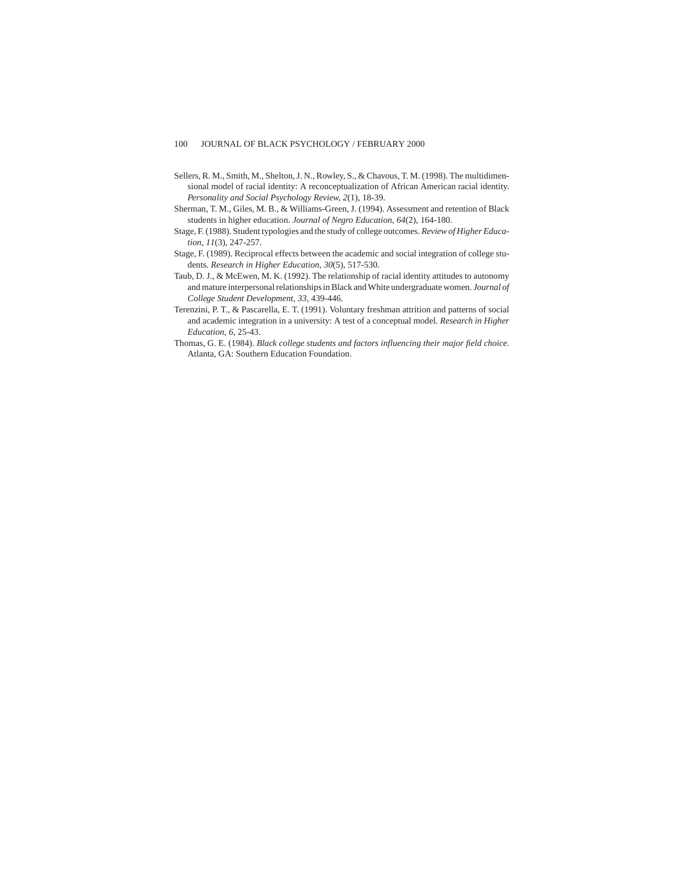Sellers, R. M., Smith, M., Shelton, J. N., Rowley, S., & Chavous, T. M. (1998). The multidimensional model of racial identity: A reconceptualization of African American racial identity. *Personality and Social Psychology Review*, *2*(1), 18-39.

Sherman, T. M., Giles, M. B., & Williams-Green, J. (1994). Assessment and retention of Black students in higher education. *Journal of Negro Education*, *64*(2), 164-180.

Stage, F. (1988). Student typologies and the study of college outcomes. *Review of Higher Education*, *11*(3), 247-257.

Stage, F. (1989). Reciprocal effects between the academic and social integration of college students. *Research in Higher Education*, *30*(5), 517-530.

Taub, D. J., & McEwen, M. K. (1992). The relationship of racial identity attitudes to autonomy and mature interpersonal relationships in Black and White undergraduate women. *Journal of College Student Development*, *33*, 439-446.

Terenzini, P. T., & Pascarella, E. T. (1991). Voluntary freshman attrition and patterns of social and academic integration in a university: A test of a conceptual model. *Research in Higher Education*, *6*, 25-43.

Thomas, G. E. (1984). *Black college students and factors influencing their major field choice*. Atlanta, GA: Southern Education Foundation.